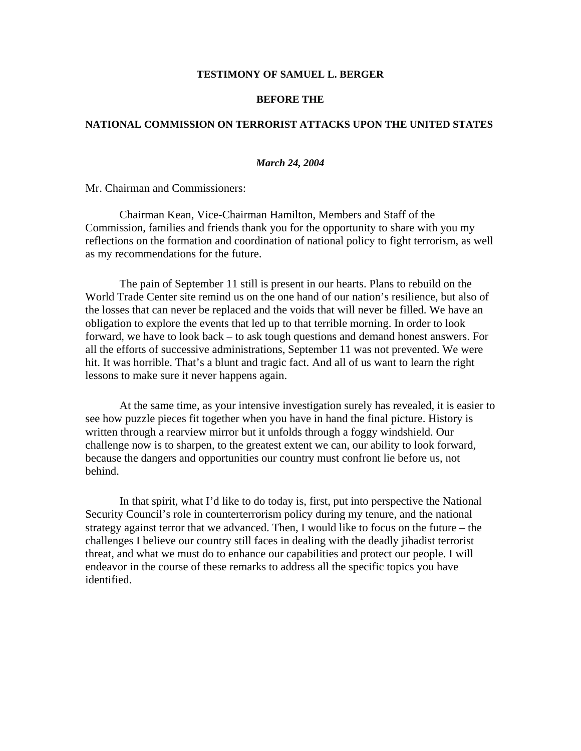**TESTIMONY OF SAMUEL L. BERGER**

**BEFORE THE**

**NATIONAL COMMISSION ON TERRORIST ATTACKS UPON THE UNITED STATES**

***March 24, 2004***

Mr. Chairman and Commissioners:

Chairman Kean, Vice-Chairman Hamilton, Members and Staff of the Commission, families and friends thank you for the opportunity to share with you my reflections on the formation and coordination of national policy to fight terrorism, as well as my recommendations for the future.

The pain of September 11 still is present in our hearts. Plans to rebuild on the World Trade Center site remind us on the one hand of our nation's resilience, but also of the losses that can never be replaced and the voids that will never be filled. We have an obligation to explore the events that led up to that terrible morning. In order to look forward, we have to look back – to ask tough questions and demand honest answers. For all the efforts of successive administrations, September 11 was not prevented. We were hit. It was horrible. That's a blunt and tragic fact. And all of us want to learn the right lessons to make sure it never happens again.

At the same time, as your intensive investigation surely has revealed, it is easier to see how puzzle pieces fit together when you have in hand the final picture. History is written through a rearview mirror but it unfolds through a foggy windshield. Our challenge now is to sharpen, to the greatest extent we can, our ability to look forward, because the dangers and opportunities our country must confront lie before us, not behind.

In that spirit, what I'd like to do today is, first, put into perspective the National Security Council's role in counterterrorism policy during my tenure, and the national strategy against terror that we advanced. Then, I would like to focus on the future – the challenges I believe our country still faces in dealing with the deadly jihadist terrorist threat, and what we must do to enhance our capabilities and protect our people. I will endeavor in the course of these remarks to address all the specific topics you have identified.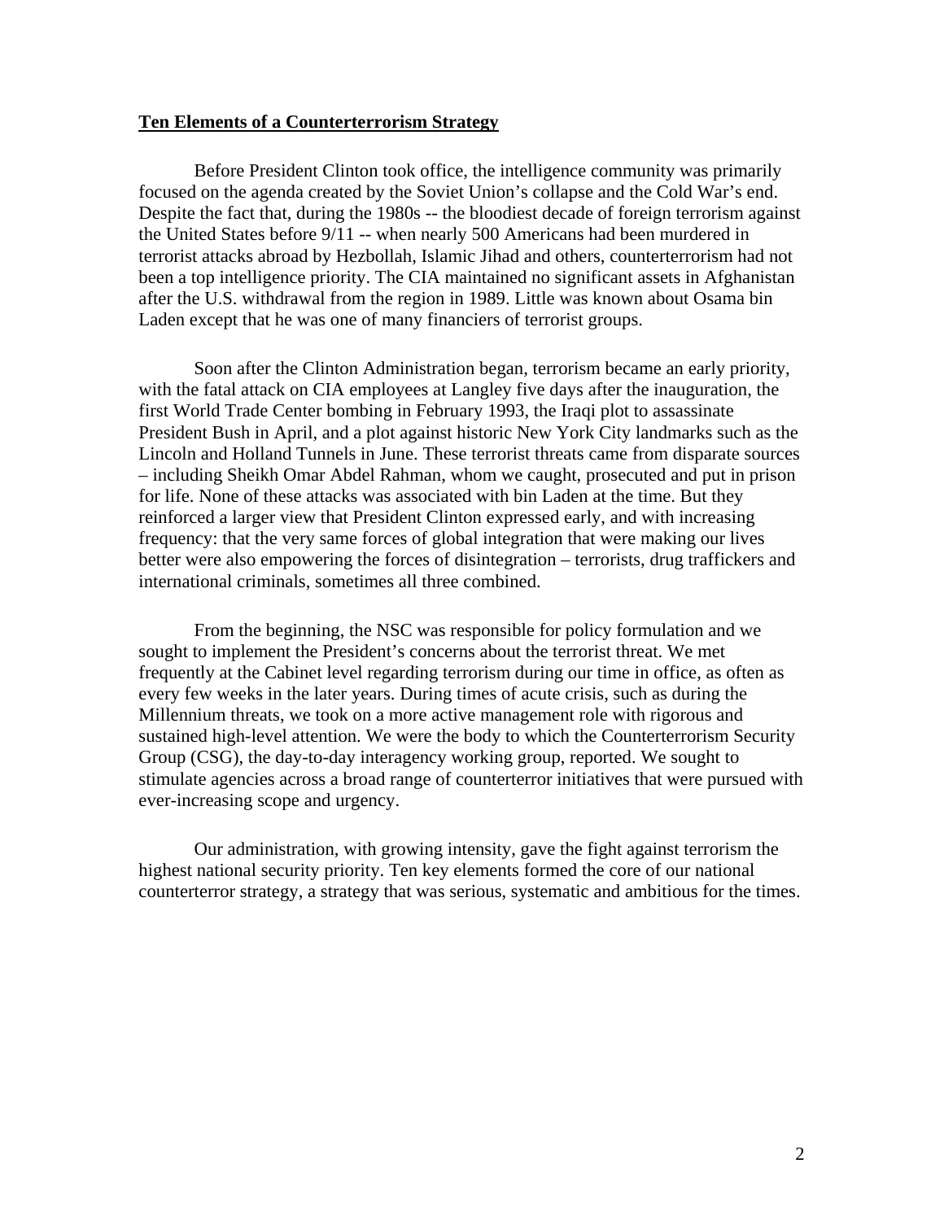## Ten Elements of a Counterterrorism Strategy

Before President Clinton took office, the intelligence community was primarily focused on the agenda created by the Soviet Union's collapse and the Cold War's end. Despite the fact that, during the 1980s -- the bloodiest decade of foreign terrorism against the United States before 9/11 -- when nearly 500 Americans had been murdered in terrorist attacks abroad by Hezbollah, Islamic Jihad and others, counterterrorism had not been a top intelligence priority. The CIA maintained no significant assets in Afghanistan after the U.S. withdrawal from the region in 1989. Little was known about Osama bin Laden except that he was one of many financiers of terrorist groups.

Soon after the Clinton Administration began, terrorism became an early priority, with the fatal attack on CIA employees at Langley five days after the inauguration, the first World Trade Center bombing in February 1993, the Iraqi plot to assassinate President Bush in April, and a plot against historic New York City landmarks such as the Lincoln and Holland Tunnels in June. These terrorist threats came from disparate sources – including Sheikh Omar Abdel Rahman, whom we caught, prosecuted and put in prison for life. None of these attacks was associated with bin Laden at the time. But they reinforced a larger view that President Clinton expressed early, and with increasing frequency: that the very same forces of global integration that were making our lives better were also empowering the forces of disintegration – terrorists, drug traffickers and international criminals, sometimes all three combined.

From the beginning, the NSC was responsible for policy formulation and we sought to implement the President's concerns about the terrorist threat. We met frequently at the Cabinet level regarding terrorism during our time in office, as often as every few weeks in the later years. During times of acute crisis, such as during the Millennium threats, we took on a more active management role with rigorous and sustained high-level attention. We were the body to which the Counterterrorism Security Group (CSG), the day-to-day interagency working group, reported. We sought to stimulate agencies across a broad range of counterterror initiatives that were pursued with ever-increasing scope and urgency.

Our administration, with growing intensity, gave the fight against terrorism the highest national security priority. Ten key elements formed the core of our national counterterror strategy, a strategy that was serious, systematic and ambitious for the times.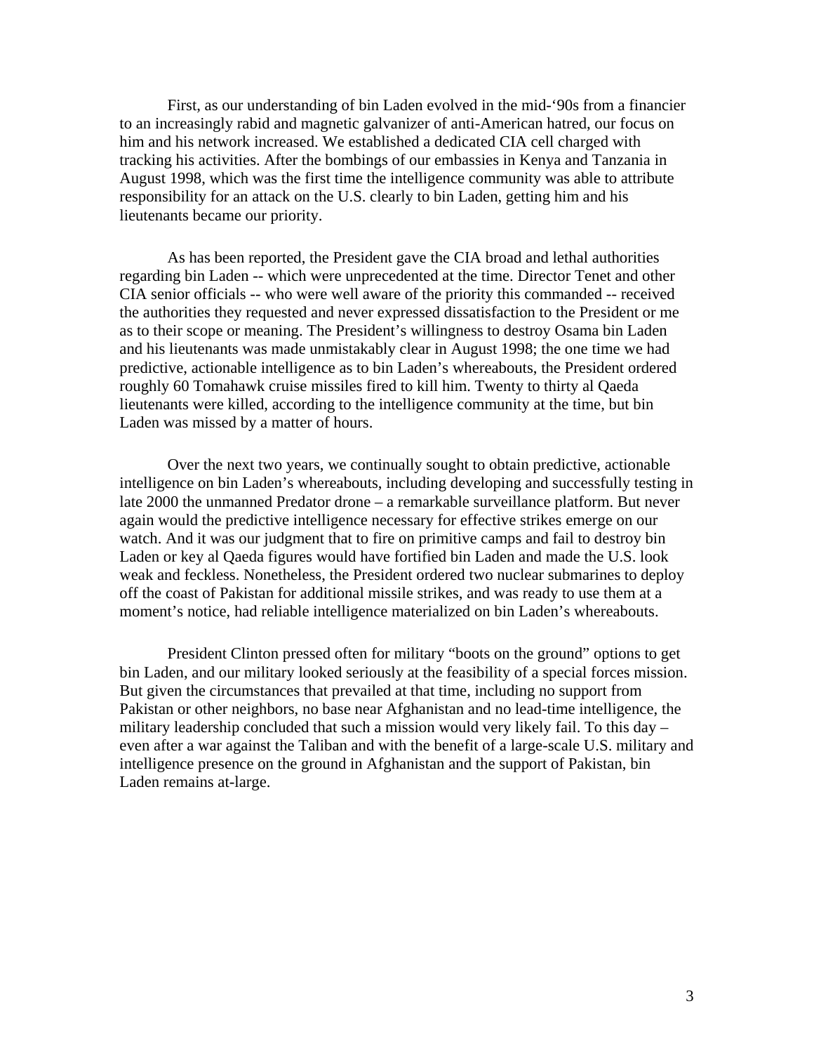First, as our understanding of bin Laden evolved in the mid-'90s from a financier to an increasingly rabid and magnetic galvanizer of anti-American hatred, our focus on him and his network increased. We established a dedicated CIA cell charged with tracking his activities. After the bombings of our embassies in Kenya and Tanzania in August 1998, which was the first time the intelligence community was able to attribute responsibility for an attack on the U.S. clearly to bin Laden, getting him and his lieutenants became our priority.

As has been reported, the President gave the CIA broad and lethal authorities regarding bin Laden -- which were unprecedented at the time. Director Tenet and other CIA senior officials -- who were well aware of the priority this commanded -- received the authorities they requested and never expressed dissatisfaction to the President or me as to their scope or meaning. The President's willingness to destroy Osama bin Laden and his lieutenants was made unmistakably clear in August 1998; the one time we had predictive, actionable intelligence as to bin Laden's whereabouts, the President ordered roughly 60 Tomahawk cruise missiles fired to kill him. Twenty to thirty al Qaeda lieutenants were killed, according to the intelligence community at the time, but bin Laden was missed by a matter of hours.

Over the next two years, we continually sought to obtain predictive, actionable intelligence on bin Laden's whereabouts, including developing and successfully testing in late 2000 the unmanned Predator drone – a remarkable surveillance platform. But never again would the predictive intelligence necessary for effective strikes emerge on our watch. And it was our judgment that to fire on primitive camps and fail to destroy bin Laden or key al Qaeda figures would have fortified bin Laden and made the U.S. look weak and feckless. Nonetheless, the President ordered two nuclear submarines to deploy off the coast of Pakistan for additional missile strikes, and was ready to use them at a moment's notice, had reliable intelligence materialized on bin Laden's whereabouts.

President Clinton pressed often for military "boots on the ground" options to get bin Laden, and our military looked seriously at the feasibility of a special forces mission. But given the circumstances that prevailed at that time, including no support from Pakistan or other neighbors, no base near Afghanistan and no lead-time intelligence, the military leadership concluded that such a mission would very likely fail. To this day – even after a war against the Taliban and with the benefit of a large-scale U.S. military and intelligence presence on the ground in Afghanistan and the support of Pakistan, bin Laden remains at-large.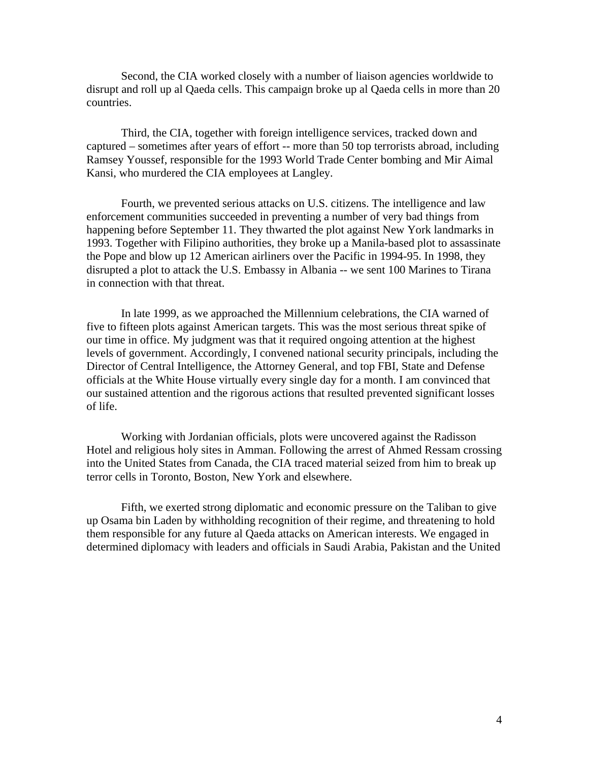Second, the CIA worked closely with a number of liaison agencies worldwide to disrupt and roll up al Qaeda cells. This campaign broke up al Qaeda cells in more than 20 countries.

Third, the CIA, together with foreign intelligence services, tracked down and captured – sometimes after years of effort -- more than 50 top terrorists abroad, including Ramsey Youssef, responsible for the 1993 World Trade Center bombing and Mir Aimal Kansi, who murdered the CIA employees at Langley.

Fourth, we prevented serious attacks on U.S. citizens. The intelligence and law enforcement communities succeeded in preventing a number of very bad things from happening before September 11. They thwarted the plot against New York landmarks in 1993. Together with Filipino authorities, they broke up a Manila-based plot to assassinate the Pope and blow up 12 American airliners over the Pacific in 1994-95. In 1998, they disrupted a plot to attack the U.S. Embassy in Albania -- we sent 100 Marines to Tirana in connection with that threat.

In late 1999, as we approached the Millennium celebrations, the CIA warned of five to fifteen plots against American targets. This was the most serious threat spike of our time in office. My judgment was that it required ongoing attention at the highest levels of government. Accordingly, I convened national security principals, including the Director of Central Intelligence, the Attorney General, and top FBI, State and Defense officials at the White House virtually every single day for a month. I am convinced that our sustained attention and the rigorous actions that resulted prevented significant losses of life.

Working with Jordanian officials, plots were uncovered against the Radisson Hotel and religious holy sites in Amman. Following the arrest of Ahmed Ressam crossing into the United States from Canada, the CIA traced material seized from him to break up terror cells in Toronto, Boston, New York and elsewhere.

Fifth, we exerted strong diplomatic and economic pressure on the Taliban to give up Osama bin Laden by withholding recognition of their regime, and threatening to hold them responsible for any future al Qaeda attacks on American interests. We engaged in determined diplomacy with leaders and officials in Saudi Arabia, Pakistan and the United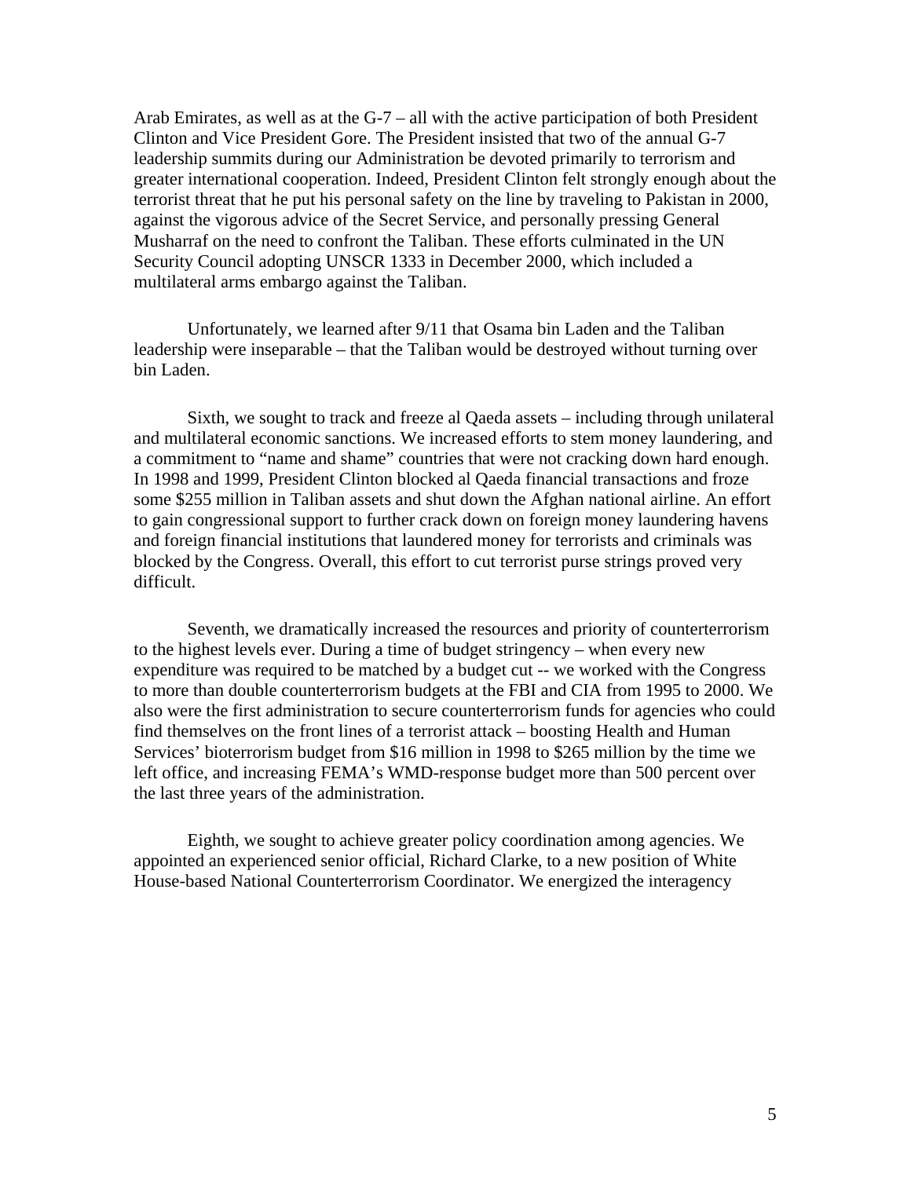Arab Emirates, as well as at the G-7 – all with the active participation of both President Clinton and Vice President Gore. The President insisted that two of the annual G-7 leadership summits during our Administration be devoted primarily to terrorism and greater international cooperation. Indeed, President Clinton felt strongly enough about the terrorist threat that he put his personal safety on the line by traveling to Pakistan in 2000, against the vigorous advice of the Secret Service, and personally pressing General Musharraf on the need to confront the Taliban. These efforts culminated in the UN Security Council adopting UNSCR 1333 in December 2000, which included a multilateral arms embargo against the Taliban.

Unfortunately, we learned after 9/11 that Osama bin Laden and the Taliban leadership were inseparable – that the Taliban would be destroyed without turning over bin Laden.

Sixth, we sought to track and freeze al Qaeda assets – including through unilateral and multilateral economic sanctions. We increased efforts to stem money laundering, and a commitment to "name and shame" countries that were not cracking down hard enough. In 1998 and 1999, President Clinton blocked al Qaeda financial transactions and froze some $255 million in Taliban assets and shut down the Afghan national airline. An effort to gain congressional support to further crack down on foreign money laundering havens and foreign financial institutions that laundered money for terrorists and criminals was blocked by the Congress. Overall, this effort to cut terrorist purse strings proved very difficult.

Seventh, we dramatically increased the resources and priority of counterterrorism to the highest levels ever. During a time of budget stringency – when every new expenditure was required to be matched by a budget cut -- we worked with the Congress to more than double counterterrorism budgets at the FBI and CIA from 1995 to 2000. We also were the first administration to secure counterterrorism funds for agencies who could find themselves on the front lines of a terrorist attack – boosting Health and Human Services' bioterrorism budget from $16 million in 1998 to $265 million by the time we left office, and increasing FEMA's WMD-response budget more than 500 percent over the last three years of the administration.

Eighth, we sought to achieve greater policy coordination among agencies. We appointed an experienced senior official, Richard Clarke, to a new position of White House-based National Counterterrorism Coordinator. We energized the interagency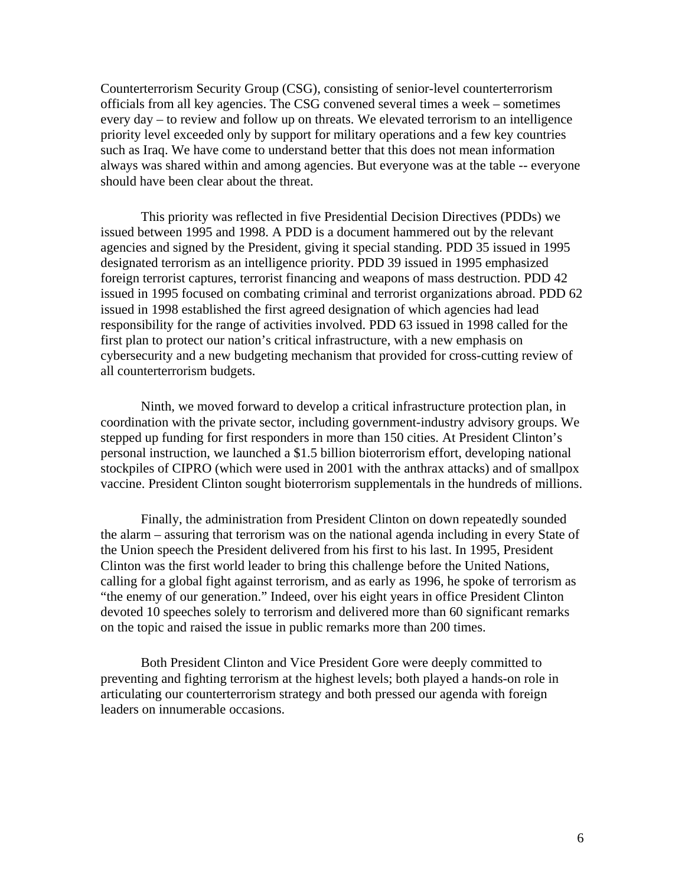Counterterrorism Security Group (CSG), consisting of senior-level counterterrorism officials from all key agencies. The CSG convened several times a week – sometimes every day – to review and follow up on threats. We elevated terrorism to an intelligence priority level exceeded only by support for military operations and a few key countries such as Iraq. We have come to understand better that this does not mean information always was shared within and among agencies. But everyone was at the table -- everyone should have been clear about the threat.

This priority was reflected in five Presidential Decision Directives (PDDs) we issued between 1995 and 1998. A PDD is a document hammered out by the relevant agencies and signed by the President, giving it special standing. PDD 35 issued in 1995 designated terrorism as an intelligence priority. PDD 39 issued in 1995 emphasized foreign terrorist captures, terrorist financing and weapons of mass destruction. PDD 42 issued in 1995 focused on combating criminal and terrorist organizations abroad. PDD 62 issued in 1998 established the first agreed designation of which agencies had lead responsibility for the range of activities involved. PDD 63 issued in 1998 called for the first plan to protect our nation's critical infrastructure, with a new emphasis on cybersecurity and a new budgeting mechanism that provided for cross-cutting review of all counterterrorism budgets.

Ninth, we moved forward to develop a critical infrastructure protection plan, in coordination with the private sector, including government-industry advisory groups. We stepped up funding for first responders in more than 150 cities. At President Clinton's personal instruction, we launched a $1.5 billion bioterrorism effort, developing national stockpiles of CIPRO (which were used in 2001 with the anthrax attacks) and of smallpox vaccine. President Clinton sought bioterrorism supplementals in the hundreds of millions.

Finally, the administration from President Clinton on down repeatedly sounded the alarm – assuring that terrorism was on the national agenda including in every State of the Union speech the President delivered from his first to his last. In 1995, President Clinton was the first world leader to bring this challenge before the United Nations, calling for a global fight against terrorism, and as early as 1996, he spoke of terrorism as "the enemy of our generation." Indeed, over his eight years in office President Clinton devoted 10 speeches solely to terrorism and delivered more than 60 significant remarks on the topic and raised the issue in public remarks more than 200 times.

Both President Clinton and Vice President Gore were deeply committed to preventing and fighting terrorism at the highest levels; both played a hands-on role in articulating our counterterrorism strategy and both pressed our agenda with foreign leaders on innumerable occasions.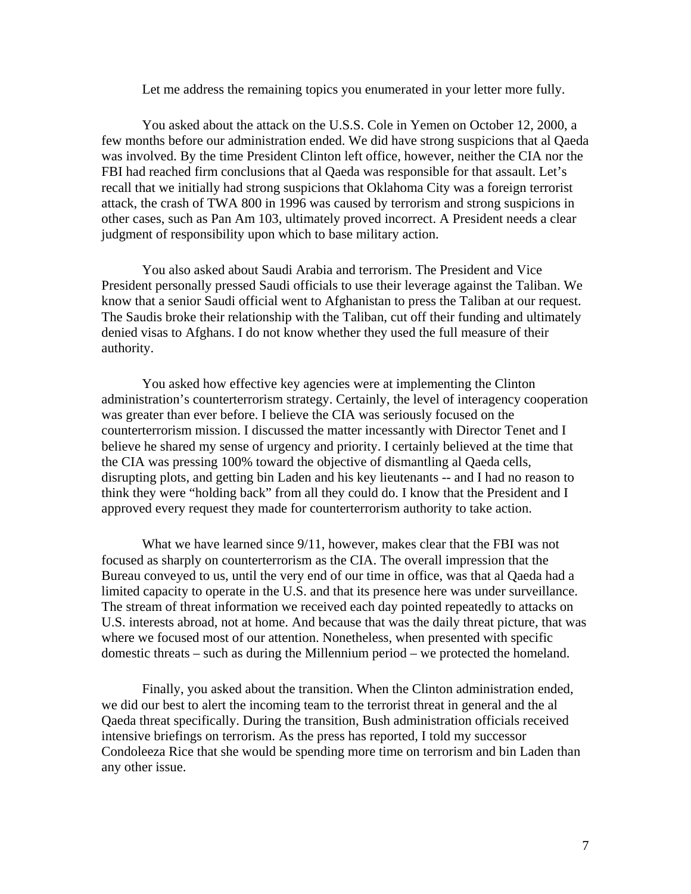Let me address the remaining topics you enumerated in your letter more fully.

You asked about the attack on the U.S.S. Cole in Yemen on October 12, 2000, a few months before our administration ended. We did have strong suspicions that al Qaeda was involved. By the time President Clinton left office, however, neither the CIA nor the FBI had reached firm conclusions that al Qaeda was responsible for that assault. Let's recall that we initially had strong suspicions that Oklahoma City was a foreign terrorist attack, the crash of TWA 800 in 1996 was caused by terrorism and strong suspicions in other cases, such as Pan Am 103, ultimately proved incorrect. A President needs a clear judgment of responsibility upon which to base military action.

You also asked about Saudi Arabia and terrorism. The President and Vice President personally pressed Saudi officials to use their leverage against the Taliban. We know that a senior Saudi official went to Afghanistan to press the Taliban at our request. The Saudis broke their relationship with the Taliban, cut off their funding and ultimately denied visas to Afghans. I do not know whether they used the full measure of their authority.

You asked how effective key agencies were at implementing the Clinton administration's counterterrorism strategy. Certainly, the level of interagency cooperation was greater than ever before. I believe the CIA was seriously focused on the counterterrorism mission. I discussed the matter incessantly with Director Tenet and I believe he shared my sense of urgency and priority. I certainly believed at the time that the CIA was pressing 100% toward the objective of dismantling al Qaeda cells, disrupting plots, and getting bin Laden and his key lieutenants -- and I had no reason to think they were "holding back" from all they could do. I know that the President and I approved every request they made for counterterrorism authority to take action.

What we have learned since 9/11, however, makes clear that the FBI was not focused as sharply on counterterrorism as the CIA. The overall impression that the Bureau conveyed to us, until the very end of our time in office, was that al Qaeda had a limited capacity to operate in the U.S. and that its presence here was under surveillance. The stream of threat information we received each day pointed repeatedly to attacks on U.S. interests abroad, not at home. And because that was the daily threat picture, that was where we focused most of our attention. Nonetheless, when presented with specific domestic threats – such as during the Millennium period – we protected the homeland.

Finally, you asked about the transition. When the Clinton administration ended, we did our best to alert the incoming team to the terrorist threat in general and the al Qaeda threat specifically. During the transition, Bush administration officials received intensive briefings on terrorism. As the press has reported, I told my successor Condoleeza Rice that she would be spending more time on terrorism and bin Laden than any other issue.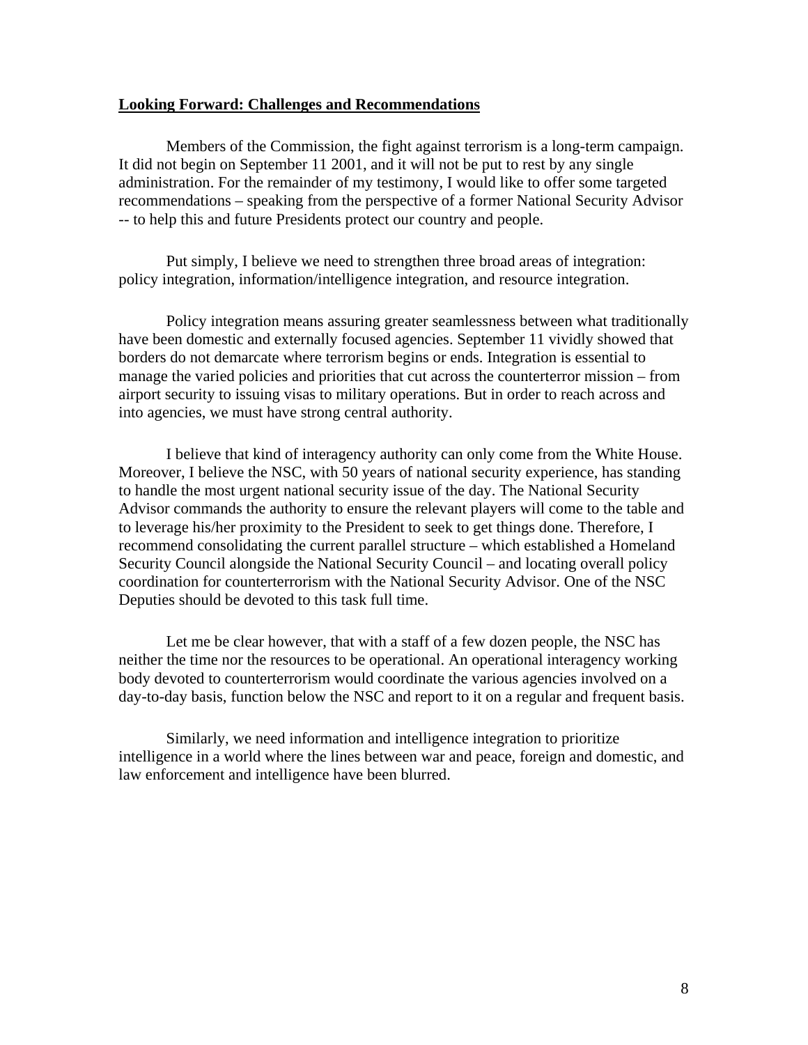**Looking Forward: Challenges and Recommendations**

Members of the Commission, the fight against terrorism is a long-term campaign. It did not begin on September 11 2001, and it will not be put to rest by any single administration. For the remainder of my testimony, I would like to offer some targeted recommendations – speaking from the perspective of a former National Security Advisor -- to help this and future Presidents protect our country and people.

Put simply, I believe we need to strengthen three broad areas of integration: policy integration, information/intelligence integration, and resource integration.

Policy integration means assuring greater seamlessness between what traditionally have been domestic and externally focused agencies. September 11 vividly showed that borders do not demarcate where terrorism begins or ends. Integration is essential to manage the varied policies and priorities that cut across the counterterror mission – from airport security to issuing visas to military operations. But in order to reach across and into agencies, we must have strong central authority.

I believe that kind of interagency authority can only come from the White House. Moreover, I believe the NSC, with 50 years of national security experience, has standing to handle the most urgent national security issue of the day. The National Security Advisor commands the authority to ensure the relevant players will come to the table and to leverage his/her proximity to the President to seek to get things done. Therefore, I recommend consolidating the current parallel structure – which established a Homeland Security Council alongside the National Security Council – and locating overall policy coordination for counterterrorism with the National Security Advisor. One of the NSC Deputies should be devoted to this task full time.

Let me be clear however, that with a staff of a few dozen people, the NSC has neither the time nor the resources to be operational. An operational interagency working body devoted to counterterrorism would coordinate the various agencies involved on a day-to-day basis, function below the NSC and report to it on a regular and frequent basis.

Similarly, we need information and intelligence integration to prioritize intelligence in a world where the lines between war and peace, foreign and domestic, and law enforcement and intelligence have been blurred.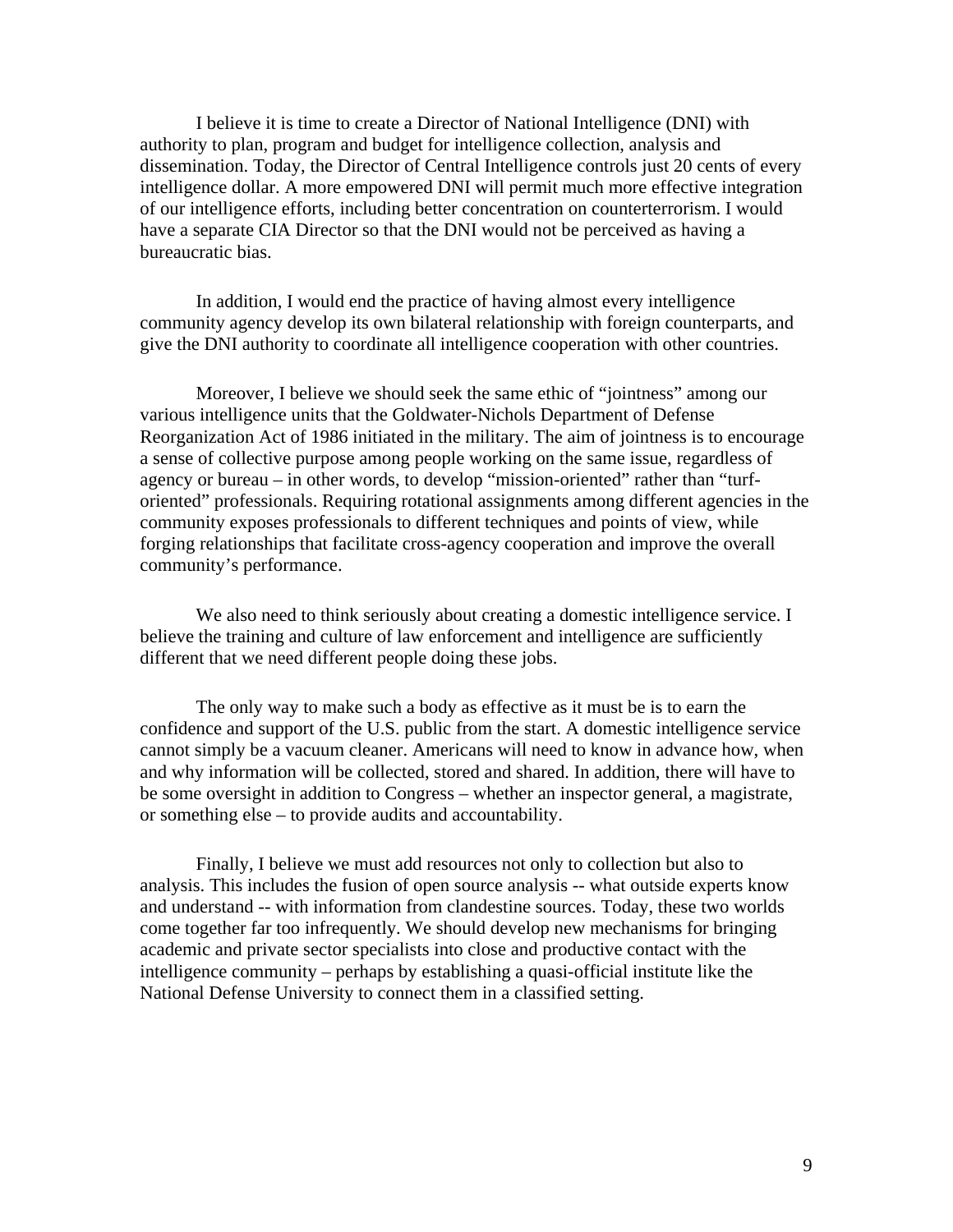I believe it is time to create a Director of National Intelligence (DNI) with authority to plan, program and budget for intelligence collection, analysis and dissemination. Today, the Director of Central Intelligence controls just 20 cents of every intelligence dollar. A more empowered DNI will permit much more effective integration of our intelligence efforts, including better concentration on counterterrorism. I would have a separate CIA Director so that the DNI would not be perceived as having a bureaucratic bias.

In addition, I would end the practice of having almost every intelligence community agency develop its own bilateral relationship with foreign counterparts, and give the DNI authority to coordinate all intelligence cooperation with other countries.

Moreover, I believe we should seek the same ethic of "jointness" among our various intelligence units that the Goldwater-Nichols Department of Defense Reorganization Act of 1986 initiated in the military. The aim of jointness is to encourage a sense of collective purpose among people working on the same issue, regardless of agency or bureau – in other words, to develop "mission-oriented" rather than "turf-oriented" professionals. Requiring rotational assignments among different agencies in the community exposes professionals to different techniques and points of view, while forging relationships that facilitate cross-agency cooperation and improve the overall community's performance.

We also need to think seriously about creating a domestic intelligence service. I believe the training and culture of law enforcement and intelligence are sufficiently different that we need different people doing these jobs.

The only way to make such a body as effective as it must be is to earn the confidence and support of the U.S. public from the start. A domestic intelligence service cannot simply be a vacuum cleaner. Americans will need to know in advance how, when and why information will be collected, stored and shared. In addition, there will have to be some oversight in addition to Congress – whether an inspector general, a magistrate, or something else – to provide audits and accountability.

Finally, I believe we must add resources not only to collection but also to analysis. This includes the fusion of open source analysis -- what outside experts know and understand -- with information from clandestine sources. Today, these two worlds come together far too infrequently. We should develop new mechanisms for bringing academic and private sector specialists into close and productive contact with the intelligence community – perhaps by establishing a quasi-official institute like the National Defense University to connect them in a classified setting.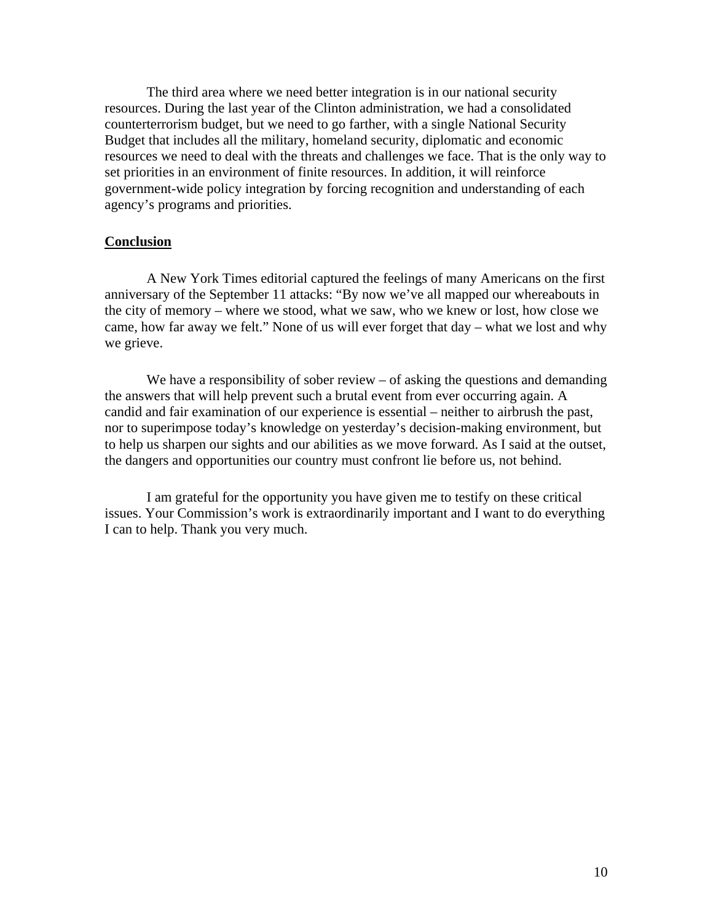The third area where we need better integration is in our national security resources. During the last year of the Clinton administration, we had a consolidated counterterrorism budget, but we need to go farther, with a single National Security Budget that includes all the military, homeland security, diplomatic and economic resources we need to deal with the threats and challenges we face. That is the only way to set priorities in an environment of finite resources. In addition, it will reinforce government-wide policy integration by forcing recognition and understanding of each agency's programs and priorities.

## Conclusion

A New York Times editorial captured the feelings of many Americans on the first anniversary of the September 11 attacks: "By now we've all mapped our whereabouts in the city of memory – where we stood, what we saw, who we knew or lost, how close we came, how far away we felt." None of us will ever forget that day – what we lost and why we grieve.

We have a responsibility of sober review – of asking the questions and demanding the answers that will help prevent such a brutal event from ever occurring again. A candid and fair examination of our experience is essential – neither to airbrush the past, nor to superimpose today's knowledge on yesterday's decision-making environment, but to help us sharpen our sights and our abilities as we move forward. As I said at the outset, the dangers and opportunities our country must confront lie before us, not behind.

I am grateful for the opportunity you have given me to testify on these critical issues. Your Commission's work is extraordinarily important and I want to do everything I can to help. Thank you very much.